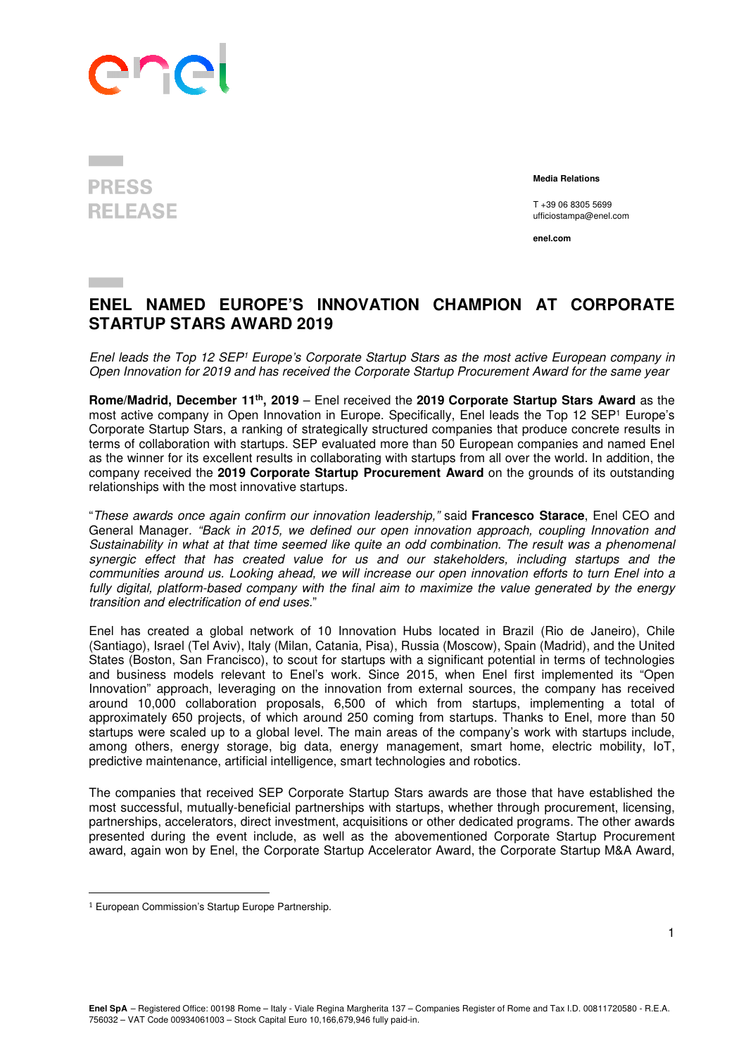PRESS RELEASE

**Media Relations**

T +39 06 8305 5699
ufficiostampa@enel.com

**enel.com**

# ENEL NAMED EUROPE'S INNOVATION CHAMPION AT CORPORATE STARTUP STARS AWARD 2019

*Enel leads the Top 12 SEP[1] Europe's Corporate Startup Stars as the most active European company in Open Innovation for 2019 and has received the Corporate Startup Procurement Award for the same year*

**Rome/Madrid, December 11th, 2019** – Enel received the **2019 Corporate Startup Stars Award** as the most active company in Open Innovation in Europe. Specifically, Enel leads the Top 12 SEP[1] Europe's Corporate Startup Stars, a ranking of strategically structured companies that produce concrete results in terms of collaboration with startups. SEP evaluated more than 50 European companies and named Enel as the winner for its excellent results in collaborating with startups from all over the world. In addition, the company received the **2019 Corporate Startup Procurement Award** on the grounds of its outstanding relationships with the most innovative startups.

"*These awards once again confirm our innovation leadership,"* said **Francesco Starace**, Enel CEO and General Manager*. "Back in 2015, we defined our open innovation approach, coupling Innovation and Sustainability in what at that time seemed like quite an odd combination. The result was a phenomenal synergic effect that has created value for us and our stakeholders, including startups and the communities around us. Looking ahead, we will increase our open innovation efforts to turn Enel into a fully digital, platform-based company with the final aim to maximize the value generated by the energy transition and electrification of end uses*."

Enel has created a global network of 10 Innovation Hubs located in Brazil (Rio de Janeiro), Chile (Santiago), Israel (Tel Aviv), Italy (Milan, Catania, Pisa), Russia (Moscow), Spain (Madrid), and the United States (Boston, San Francisco), to scout for startups with a significant potential in terms of technologies and business models relevant to Enel's work. Since 2015, when Enel first implemented its "Open Innovation" approach, leveraging on the innovation from external sources, the company has received around 10,000 collaboration proposals, 6,500 of which from startups, implementing a total of approximately 650 projects, of which around 250 coming from startups. Thanks to Enel, more than 50 startups were scaled up to a global level. The main areas of the company's work with startups include, among others, energy storage, big data, energy management, smart home, electric mobility, IoT, predictive maintenance, artificial intelligence, smart technologies and robotics.

The companies that received SEP Corporate Startup Stars awards are those that have established the most successful, mutually-beneficial partnerships with startups, whether through procurement, licensing, partnerships, accelerators, direct investment, acquisitions or other dedicated programs. The other awards presented during the event include, as well as the abovementioned Corporate Startup Procurement award, again won by Enel, the Corporate Startup Accelerator Award, the Corporate Startup M&A Award,

[1] European Commission's Startup Europe Partnership.

**Enel SpA** – Registered Office: 00198 Rome – Italy - Viale Regina Margherita 137 – Companies Register of Rome and Tax I.D. 00811720580 - R.E.A. 756032 – VAT Code 00934061003 – Stock Capital Euro 10,166,679,946 fully paid-in.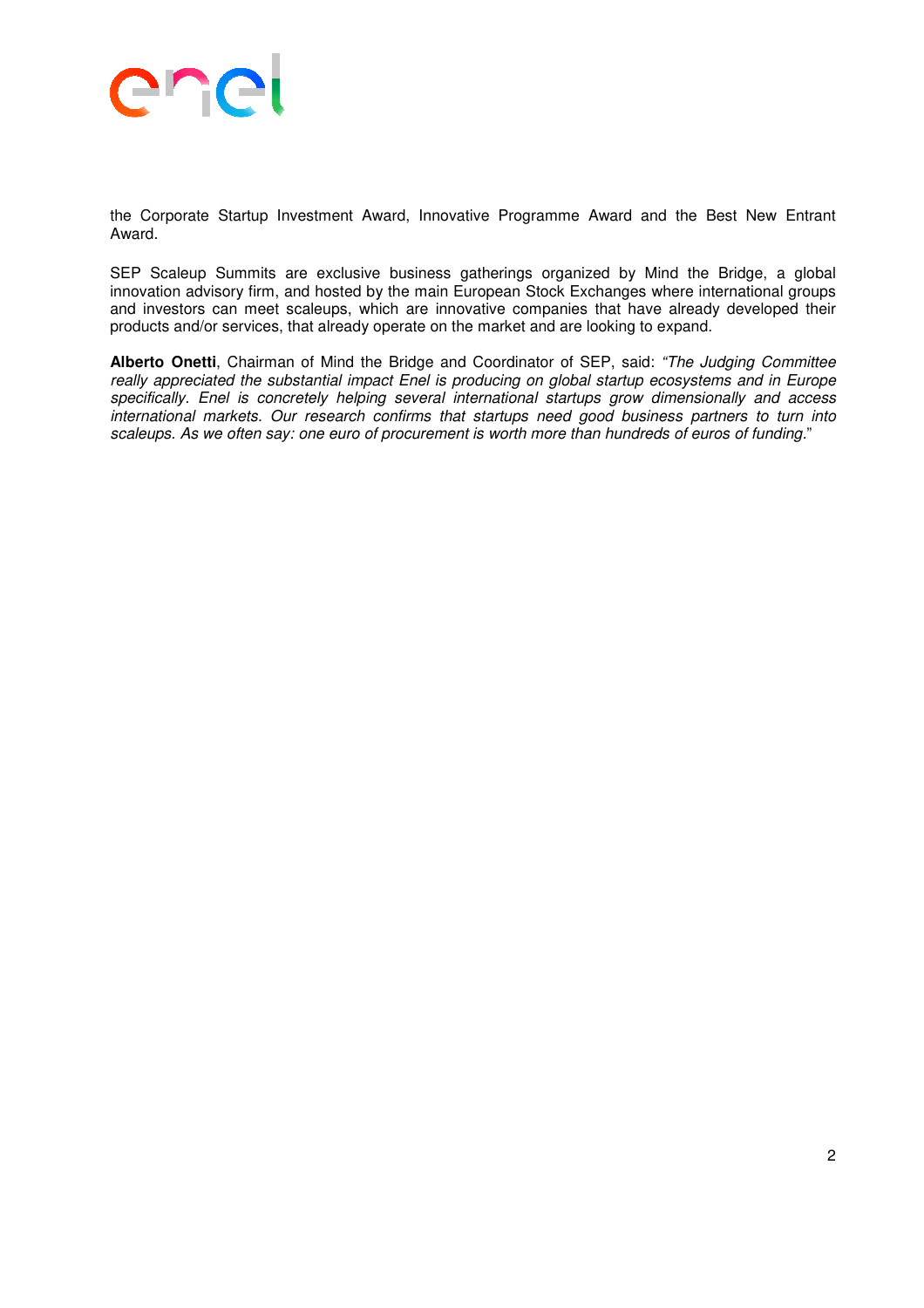the Corporate Startup Investment Award, Innovative Programme Award and the Best New Entrant Award.

SEP Scaleup Summits are exclusive business gatherings organized by Mind the Bridge, a global innovation advisory firm, and hosted by the main European Stock Exchanges where international groups and investors can meet scaleups, which are innovative companies that have already developed their products and/or services, that already operate on the market and are looking to expand.

**Alberto Onetti**, Chairman of Mind the Bridge and Coordinator of SEP, said: *"The Judging Committee really appreciated the substantial impact Enel is producing on global startup ecosystems and in Europe specifically. Enel is concretely helping several international startups grow dimensionally and access international markets. Our research confirms that startups need good business partners to turn into scaleups. As we often say: one euro of procurement is worth more than hundreds of euros of funding.*"